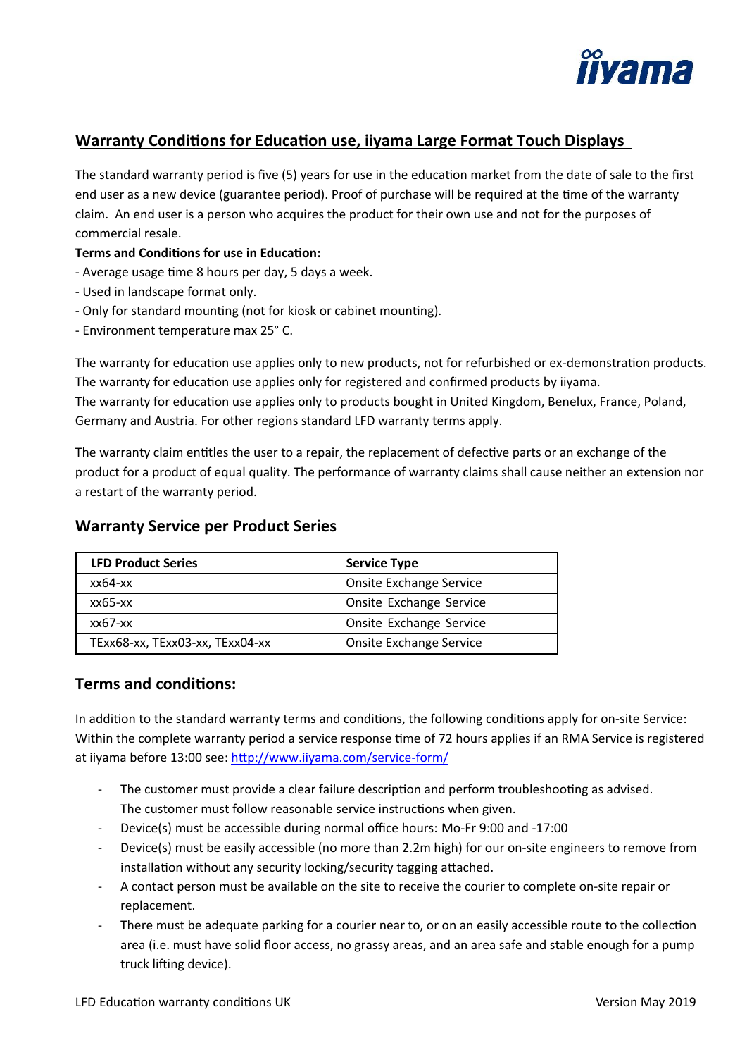## Warranty Conditions for Education use, iiyama Large Format Touch Displays

The standard warranty period is five (5) years for use in the education market from the date of sale to the first end user as a new device (guarantee period). Proof of purchase will be required at the time of the warranty claim. An end user is a person who acquires the product for their own use and not for the purposes of commercial resale.

**Terms and Conditions for use in Education:**

- Average usage time 8 hours per day, 5 days a week.
- Used in landscape format only.
- Only for standard mounting (not for kiosk or cabinet mounting).
- Environment temperature max 25° C.

The warranty for education use applies only to new products, not for refurbished or ex-demonstration products. The warranty for education use applies only for registered and confirmed products by iiyama. The warranty for education use applies only to products bought in United Kingdom, Benelux, France, Poland, Germany and Austria. For other regions standard LFD warranty terms apply.

The warranty claim entitles the user to a repair, the replacement of defective parts or an exchange of the product for a product of equal quality. The performance of warranty claims shall cause neither an extension nor a restart of the warranty period.

### Warranty Service per Product Series

| LFD Product Series | Service Type |
|---|---|
| xx64-xx | Onsite Exchange Service |
| xx65-xx | Onsite Exchange Service |
| xx67-xx | Onsite Exchange Service |
| TExx68-xx, TExx03-xx, TExx04-xx | Onsite Exchange Service |

### Terms and conditions:

In addition to the standard warranty terms and conditions, the following conditions apply for on-site Service: Within the complete warranty period a service response time of 72 hours applies if an RMA Service is registered at iiyama before 13:00 see: [http://www.iiyama.com/service-form/](http://www.iiyama.com/service-form/)

- The customer must provide a clear failure description and perform troubleshooting as advised. The customer must follow reasonable service instructions when given.
- Device(s) must be accessible during normal office hours: Mo-Fr 9:00 and -17:00
- Device(s) must be easily accessible (no more than 2.2m high) for our on-site engineers to remove from installation without any security locking/security tagging attached.
- A contact person must be available on the site to receive the courier to complete on-site repair or replacement.
- There must be adequate parking for a courier near to, or on an easily accessible route to the collection area (i.e. must have solid floor access, no grassy areas, and an area safe and stable enough for a pump truck lifting device).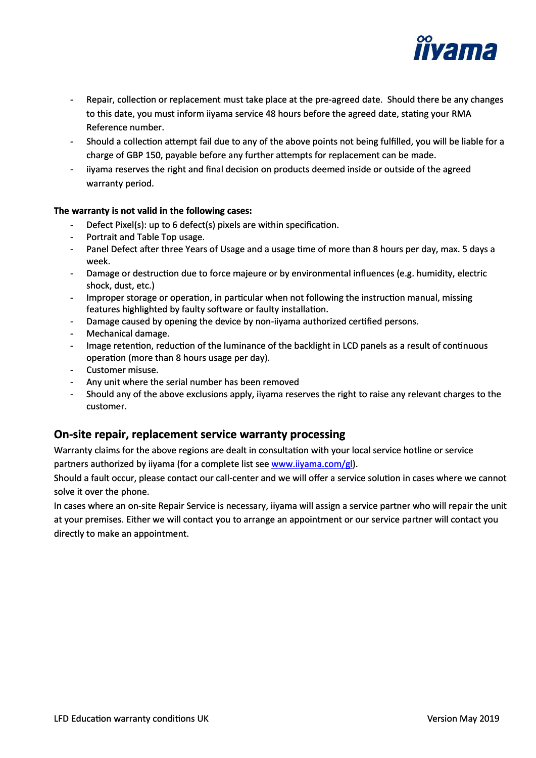- Repair, collection or replacement must take place at the pre-agreed date. Should there be any changes to this date, you must inform iiyama service 48 hours before the agreed date, stating your RMA Reference number.
- Should a collection attempt fail due to any of the above points not being fulfilled, you will be liable for a charge of GBP 150, payable before any further attempts for replacement can be made.
- iiyama reserves the right and final decision on products deemed inside or outside of the agreed warranty period.

**The warranty is not valid in the following cases:**

- Defect Pixel(s): up to 6 defect(s) pixels are within specification.
- Portrait and Table Top usage.
- Panel Defect after three Years of Usage and a usage time of more than 8 hours per day, max. 5 days a week.
- Damage or destruction due to force majeure or by environmental influences (e.g. humidity, electric shock, dust, etc.)
- Improper storage or operation, in particular when not following the instruction manual, missing features highlighted by faulty software or faulty installation.
- Damage caused by opening the device by non-iiyama authorized certified persons.
- Mechanical damage.
- Image retention, reduction of the luminance of the backlight in LCD panels as a result of continuous operation (more than 8 hours usage per day).
- Customer misuse.
- Any unit where the serial number has been removed
- Should any of the above exclusions apply, iiyama reserves the right to raise any relevant charges to the customer.

## On-site repair, replacement service warranty processing

Warranty claims for the above regions are dealt in consultation with your local service hotline or service partners authorized by iiyama (for a complete list see [www.iiyama.com/gl](www.iiyama.com/gl)).

Should a fault occur, please contact our call-center and we will offer a service solution in cases where we cannot solve it over the phone.

In cases where an on-site Repair Service is necessary, iiyama will assign a service partner who will repair the unit at your premises. Either we will contact you to arrange an appointment or our service partner will contact you directly to make an appointment.